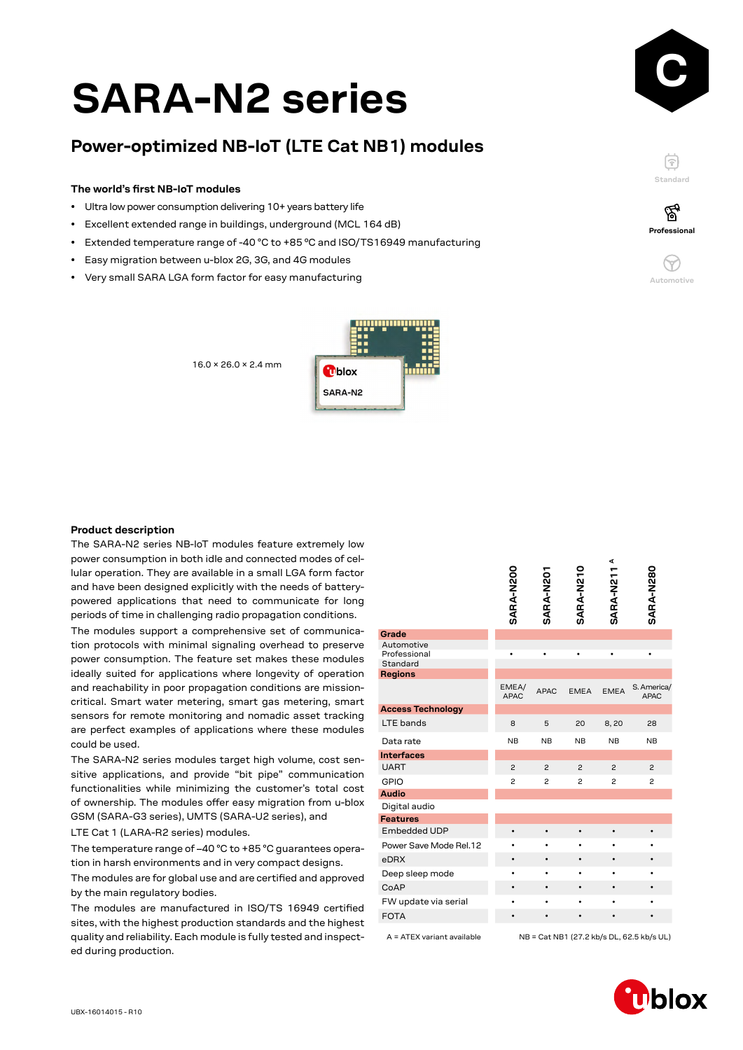# SARA-N2 series

## Power-optimized NB-IoT (LTE Cat NB1) modules

### The world's first NB-IoT modules

- Ultra low power consumption delivering 10+ years battery life
- Excellent extended range in buildings, underground (MCL 164 dB)
- Extended temperature range of -40 °C to +85 °C and ISO/TS16949 manufacturing
- Easy migration between u-blox 2G, 3G, and 4G modules
- Very small SARA LGA form factor for easy manufacturing

Standard

Professional

Automotive

16.0 × 26.0 × 2.4 mm

### Product description

The SARA-N2 series NB-IoT modules feature extremely low power consumption in both idle and connected modes of cellular operation. They are available in a small LGA form factor and have been designed explicitly with the needs of battery-powered applications that need to communicate for long periods of time in challenging radio propagation conditions.

The modules support a comprehensive set of communication protocols with minimal signaling overhead to preserve power consumption. The feature set makes these modules ideally suited for applications where longevity of operation and reachability in poor propagation conditions are mission-critical. Smart water metering, smart gas metering, smart sensors for remote monitoring and nomadic asset tracking are perfect examples of applications where these modules could be used.

The SARA-N2 series modules target high volume, cost sensitive applications, and provide "bit pipe" communication functionalities while minimizing the customer's total cost of ownership. The modules offer easy migration from u-blox GSM (SARA-G3 series), UMTS (SARA-U2 series), and LTE Cat 1 (LARA-R2 series) modules.

The temperature range of –40 °C to +85 °C guarantees operation in harsh environments and in very compact designs.

The modules are for global use and are certified and approved by the main regulatory bodies.

The modules are manufactured in ISO/TS 16949 certified sites, with the highest production standards and the highest quality and reliability. Each module is fully tested and inspected during production.

| | SARA-N200 | SARA-N201 | SARA-N210 | SARA-N211 [A] | SARA-N280 |
|---|---|---|---|---|---|
| **Grade** | | | | | |
| Automotive | | | | | |
| Professional | • | • | • | • | • |
| Standard | | | | | |
| **Regions** | | | | | |
| | EMEA/ APAC | APAC | EMEA | EMEA | S. America/ APAC |
| **Access Technology** | | | | | |
| LTE bands | 8 | 5 | 20 | 8, 20 | 28 |
| Data rate | NB | NB | NB | NB | NB |
| **Interfaces** | | | | | |
| UART | 2 | 2 | 2 | 2 | 2 |
| GPIO | 2 | 2 | 2 | 2 | 2 |
| **Audio** | | | | | |
| Digital audio | | | | | |
| **Features** | | | | | |
| Embedded UDP | • | • | • | • | • |
| Power Save Mode Rel.12 | • | • | • | • | • |
| eDRX | • | • | • | • | • |
| Deep sleep mode | • | • | • | • | • |
| CoAP | • | • | • | • | • |
| FW update via serial | • | • | • | • | • |
| FOTA | • | • | • | • | • |

A = ATEX variant available NB = Cat NB1 (27.2 kb/s DL, 62.5 kb/s UL)

UBX-16014015 - R10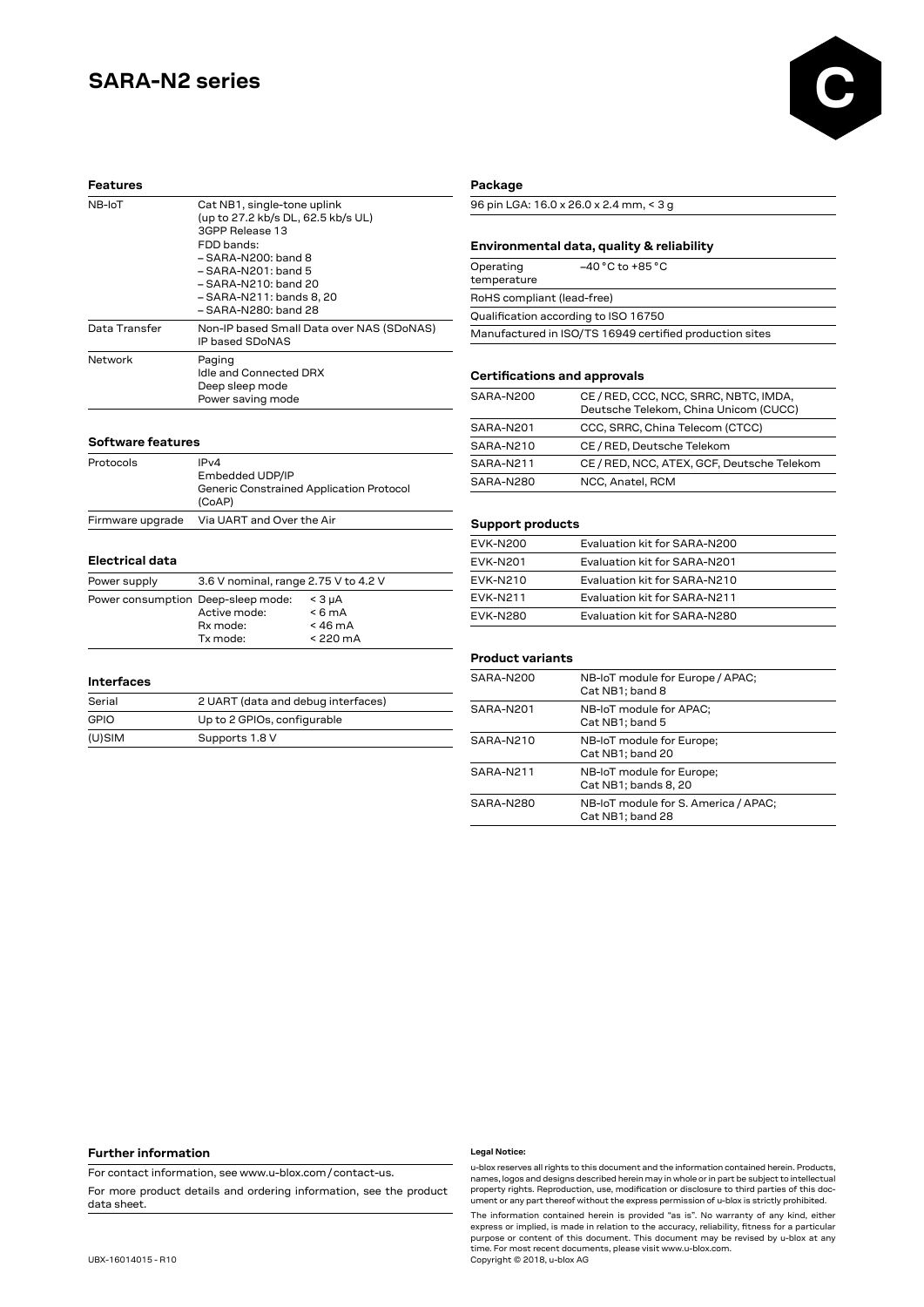# SARA-N2 series

C

### Features

| | |
|---|---|
| NB-IoT | Cat NB1, single-tone uplink<br>(up to 27.2 kb/s DL, 62.5 kb/s UL)<br>3GPP Release 13<br>FDD bands:<br>– SARA-N200: band 8<br>– SARA-N201: band 5<br>– SARA-N210: band 20<br>– SARA-N211: bands 8, 20<br>– SARA-N280: band 28 |
| Data Transfer | Non-IP based Small Data over NAS (SDoNAS)<br>IP based SDoNAS |
| Network | Paging<br>Idle and Connected DRX<br>Deep sleep mode<br>Power saving mode |

### Software features

| | |
|---|---|
| Protocols | IPv4<br>Embedded UDP/IP<br>Generic Constrained Application Protocol (CoAP) |
| Firmware upgrade | Via UART and Over the Air |

### Electrical data

| | | |
|---|---|---|
| Power supply | 3.6 V nominal, range 2.75 V to 4.2 V | |
| Power consumption | Deep-sleep mode:<br>Active mode:<br>Rx mode:<br>Tx mode: | < 3 µA<br>< 6 mA<br>< 46 mA<br>< 220 mA |

### Interfaces

| | |
|---|---|
| Serial | 2 UART (data and debug interfaces) |
| GPIO | Up to 2 GPIOs, configurable |
| (U)SIM | Supports 1.8 V |

### Package

96 pin LGA: 16.0 x 26.0 x 2.4 mm, < 3 g

### Environmental data, quality & reliability

| | |
|---|---|
| Operating temperature | –40 °C to +85 °C |
| RoHS compliant (lead-free) | |
| Qualification according to ISO 16750 | |
| Manufactured in ISO/TS 16949 certified production sites | |

### Certifications and approvals

| | |
|---|---|
| SARA-N200 | CE / RED, CCC, NCC, SRRC, NBTC, IMDA, Deutsche Telekom, China Unicom (CUCC) |
| SARA-N201 | CCC, SRRC, China Telecom (CTCC) |
| SARA-N210 | CE / RED, Deutsche Telekom |
| SARA-N211 | CE / RED, NCC, ATEX, GCF, Deutsche Telekom |
| SARA-N280 | NCC, Anatel, RCM |

### Support products

| | |
|---|---|
| EVK-N200 | Evaluation kit for SARA-N200 |
| EVK-N201 | Evaluation kit for SARA-N201 |
| EVK-N210 | Evaluation kit for SARA-N210 |
| EVK-N211 | Evaluation kit for SARA-N211 |
| EVK-N280 | Evaluation kit for SARA-N280 |

### Product variants

| | |
|---|---|
| SARA-N200 | NB-IoT module for Europe / APAC; Cat NB1; band 8 |
| SARA-N201 | NB-IoT module for APAC; Cat NB1; band 5 |
| SARA-N210 | NB-IoT module for Europe; Cat NB1; band 20 |
| SARA-N211 | NB-IoT module for Europe; Cat NB1; bands 8, 20 |
| SARA-N280 | NB-IoT module for S. America / APAC; Cat NB1; band 28 |

### Further information

For contact information, see www.u-blox.com / contact-us.

For more product details and ordering information, see the product data sheet.

UBX-16014015 - R10

**Legal Notice:**

u-blox reserves all rights to this document and the information contained herein. Products, names, logos and designs described herein may in whole or in part be subject to intellectual property rights. Reproduction, use, modification or disclosure to third parties of this document or any part thereof without the express permission of u-blox is strictly prohibited.

The information contained herein is provided "as is". No warranty of any kind, either express or implied, is made in relation to the accuracy, reliability, fitness for a particular purpose or content of this document. This document may be revised by u-blox at any time. For most recent documents, please visit www.u-blox.com.

Copyright © 2018, u-blox AG